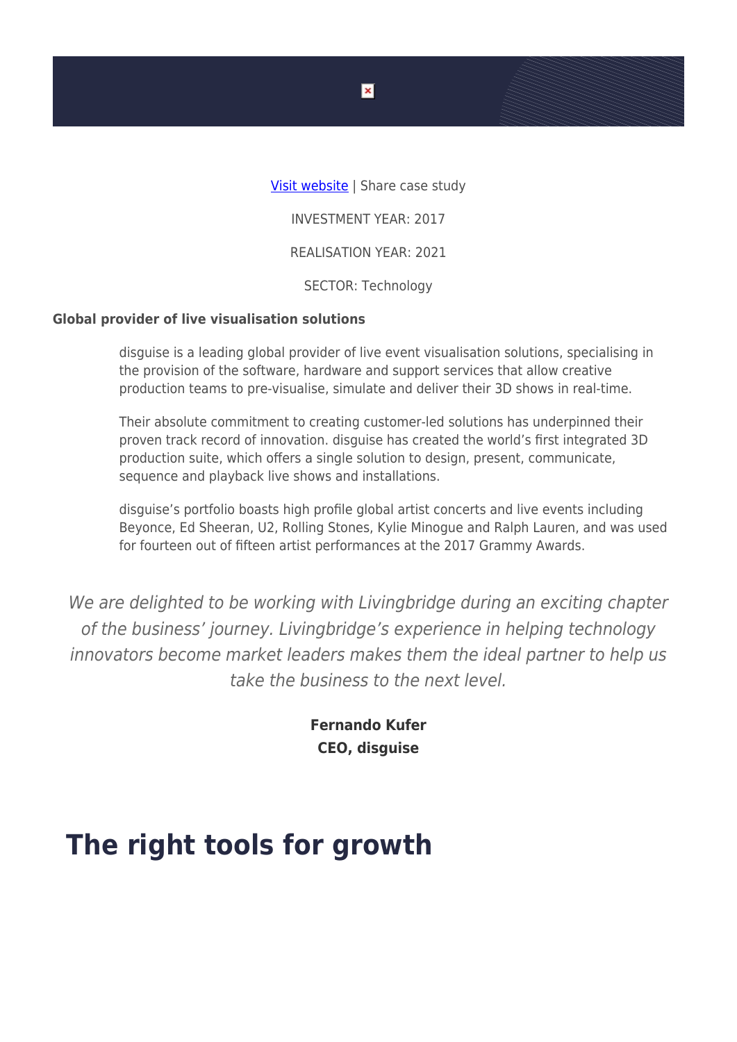[Visit website](#) | Share case study

INVESTMENT YEAR: 2017

REALISATION YEAR: 2021

SECTOR: Technology

**Global provider of live visualisation solutions**

disguise is a leading global provider of live event visualisation solutions, specialising in the provision of the software, hardware and support services that allow creative production teams to pre-visualise, simulate and deliver their 3D shows in real-time.

Their absolute commitment to creating customer-led solutions has underpinned their proven track record of innovation. disguise has created the world's first integrated 3D production suite, which offers a single solution to design, present, communicate, sequence and playback live shows and installations.

disguise's portfolio boasts high profile global artist concerts and live events including Beyonce, Ed Sheeran, U2, Rolling Stones, Kylie Minogue and Ralph Lauren, and was used for fourteen out of fifteen artist performances at the 2017 Grammy Awards.

*We are delighted to be working with Livingbridge during an exciting chapter of the business' journey. Livingbridge's experience in helping technology innovators become market leaders makes them the ideal partner to help us take the business to the next level.*

**Fernando Kufer**
**CEO, disguise**

# The right tools for growth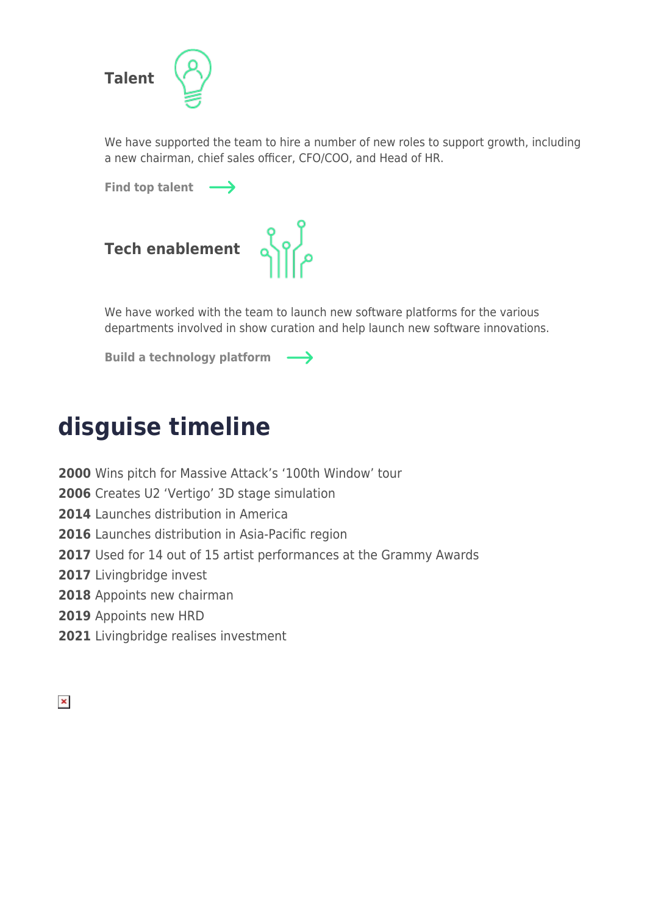### Talent

We have supported the team to hire a number of new roles to support growth, including a new chairman, chief sales officer, CFO/COO, and Head of HR.

**Find top talent** →

### Tech enablement

We have worked with the team to launch new software platforms for the various departments involved in show curation and help launch new software innovations.

**Build a technology platform** →

## disguise timeline

**2000** Wins pitch for Massive Attack's '100th Window' tour
**2006** Creates U2 'Vertigo' 3D stage simulation
**2014** Launches distribution in America
**2016** Launches distribution in Asia-Pacific region
**2017** Used for 14 out of 15 artist performances at the Grammy Awards
**2017** Livingbridge invest
**2018** Appoints new chairman
**2019** Appoints new HRD
**2021** Livingbridge realises investment